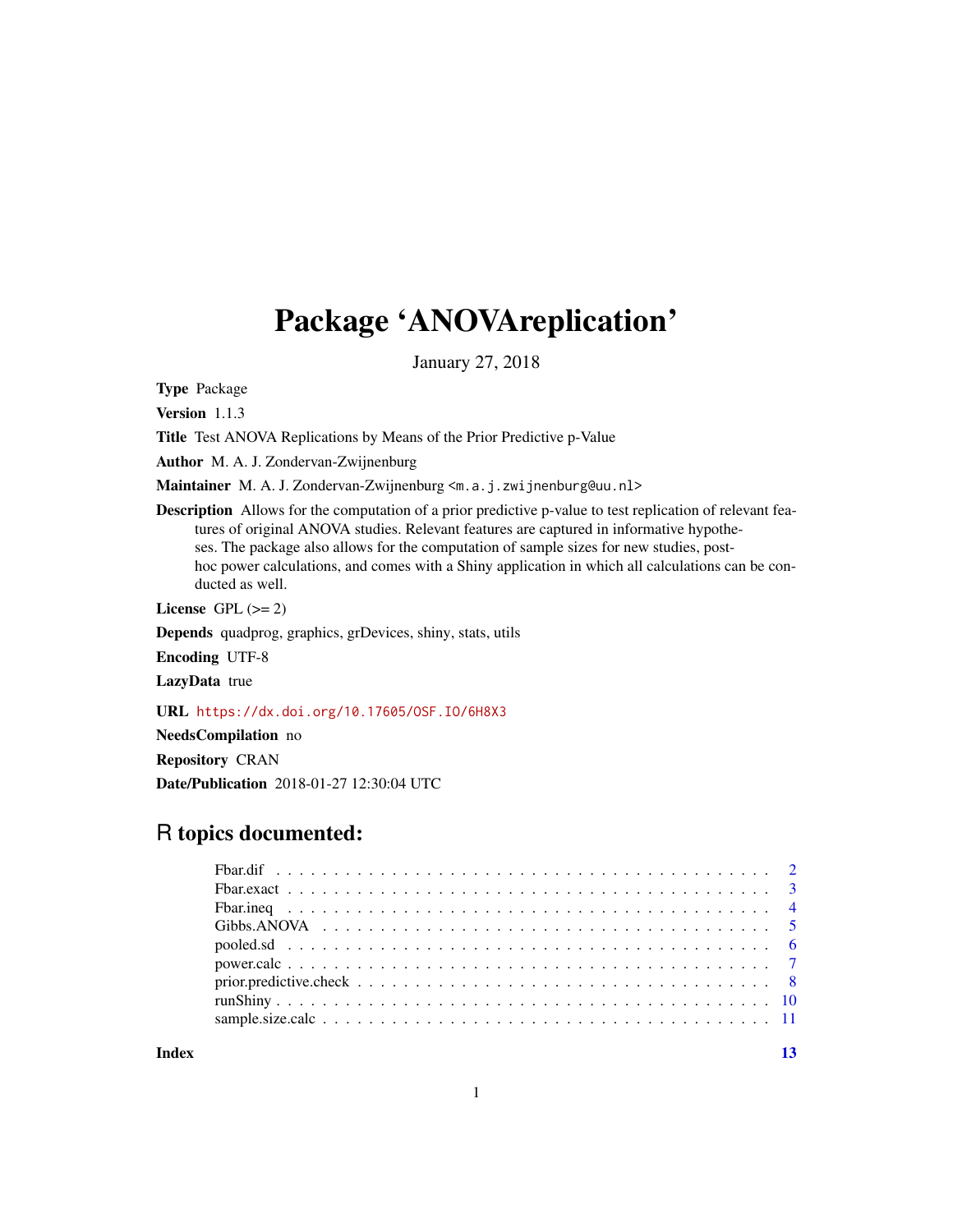# Package 'ANOVAreplication'

January 27, 2018

**Type** Package

**Version** 1.1.3

**Title** Test ANOVA Replications by Means of the Prior Predictive p-Value

**Author** M. A. J. Zondervan-Zwijnenburg

**Maintainer** M. A. J. Zondervan-Zwijnenburg <m.a.j.zwijnenburg@uu.nl>

**Description** Allows for the computation of a prior predictive p-value to test replication of relevant features of original ANOVA studies. Relevant features are captured in informative hypotheses. The package also allows for the computation of sample sizes for new studies, post-hoc power calculations, and comes with a Shiny application in which all calculations can be conducted as well.

**License** GPL (>= 2)

**Depends** quadprog, graphics, grDevices, shiny, stats, utils

**Encoding** UTF-8

**LazyData** true

**URL** https://dx.doi.org/10.17605/OSF.IO/6H8X3

**NeedsCompilation** no

**Repository** CRAN

**Date/Publication** 2018-01-27 12:30:04 UTC

## R topics documented:

- Fbar.dif . . . . . . . . . . . . . . . . . . . . . . . . . . . . . . . . . . . . . . . . . . . 2
- Fbar.exact . . . . . . . . . . . . . . . . . . . . . . . . . . . . . . . . . . . . . . . . . . 3
- Fbar.ineq . . . . . . . . . . . . . . . . . . . . . . . . . . . . . . . . . . . . . . . . . . 4
- Gibbs.ANOVA . . . . . . . . . . . . . . . . . . . . . . . . . . . . . . . . . . . . . . . . 5
- pooled.sd . . . . . . . . . . . . . . . . . . . . . . . . . . . . . . . . . . . . . . . . . . 6
- power.calc . . . . . . . . . . . . . . . . . . . . . . . . . . . . . . . . . . . . . . . . . 7
- prior.predictive.check . . . . . . . . . . . . . . . . . . . . . . . . . . . . . . . . . . . 8
- runShiny . . . . . . . . . . . . . . . . . . . . . . . . . . . . . . . . . . . . . . . . . . 10
- sample.size.calc . . . . . . . . . . . . . . . . . . . . . . . . . . . . . . . . . . . . . . 11

**Index** 13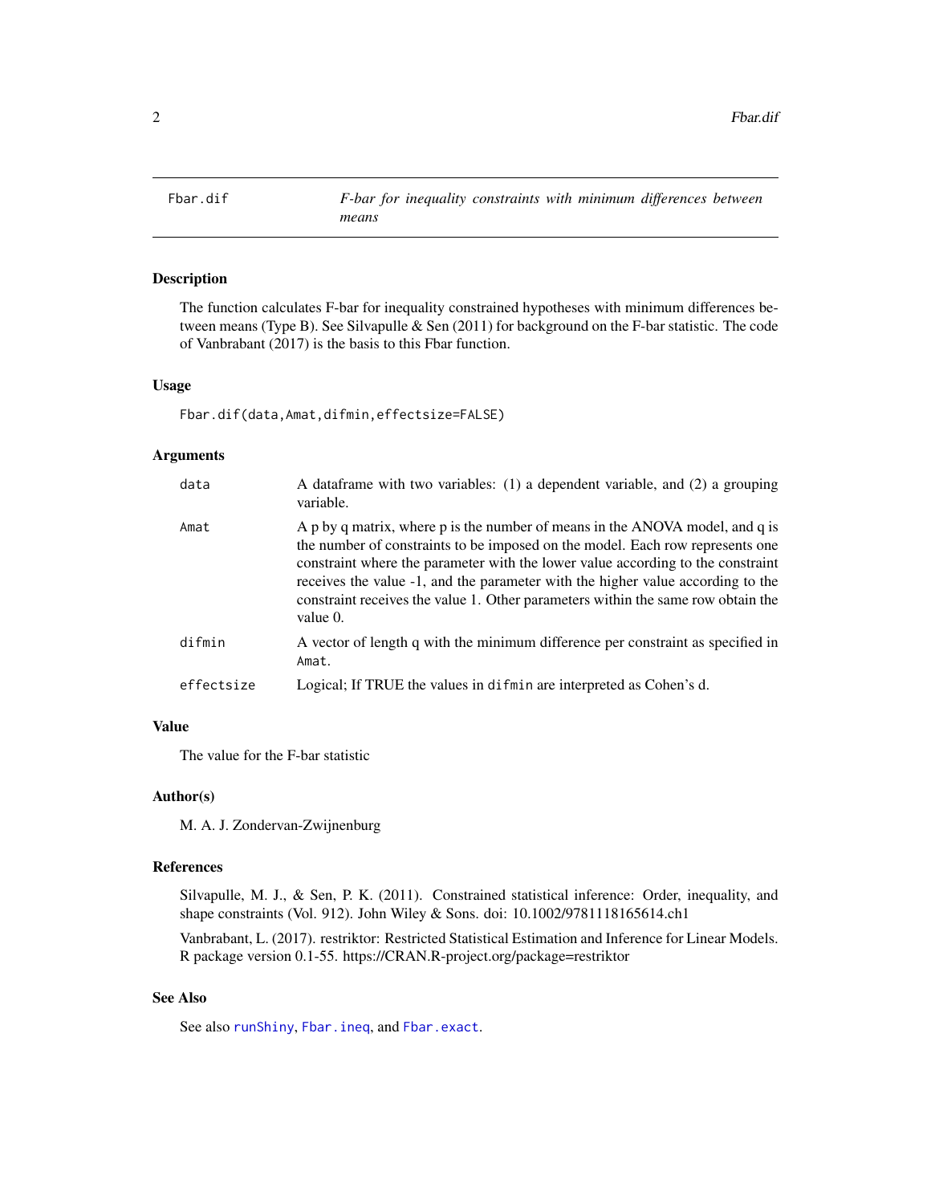# Fbar.dif — F-bar for inequality constraints with minimum differences between means

## Description

The function calculates F-bar for inequality constrained hypotheses with minimum differences between means (Type B). See Silvapulle & Sen (2011) for background on the F-bar statistic. The code of Vanbrabant (2017) is the basis to this Fbar function.

## Usage

```
Fbar.dif(data,Amat,difmin,effectsize=FALSE)
```

## Arguments

| | |
|---|---|
| `data` | A dataframe with two variables: (1) a dependent variable, and (2) a grouping variable. |
| `Amat` | A p by q matrix, where p is the number of means in the ANOVA model, and q is the number of constraints to be imposed on the model. Each row represents one constraint where the parameter with the lower value according to the constraint receives the value -1, and the parameter with the higher value according to the constraint receives the value 1. Other parameters within the same row obtain the value 0. |
| `difmin` | A vector of length q with the minimum difference per constraint as specified in `Amat`. |
| `effectsize` | Logical; If TRUE the values in `difmin` are interpreted as Cohen's d. |

## Value

The value for the F-bar statistic

## Author(s)

M. A. J. Zondervan-Zwijnenburg

## References

Silvapulle, M. J., & Sen, P. K. (2011). Constrained statistical inference: Order, inequality, and shape constraints (Vol. 912). John Wiley & Sons. doi: 10.1002/9781118165614.ch1

Vanbrabant, L. (2017). restriktor: Restricted Statistical Estimation and Inference for Linear Models. R package version 0.1-55. https://CRAN.R-project.org/package=restriktor

## See Also

See also `runShiny`, `Fbar.ineq`, and `Fbar.exact`.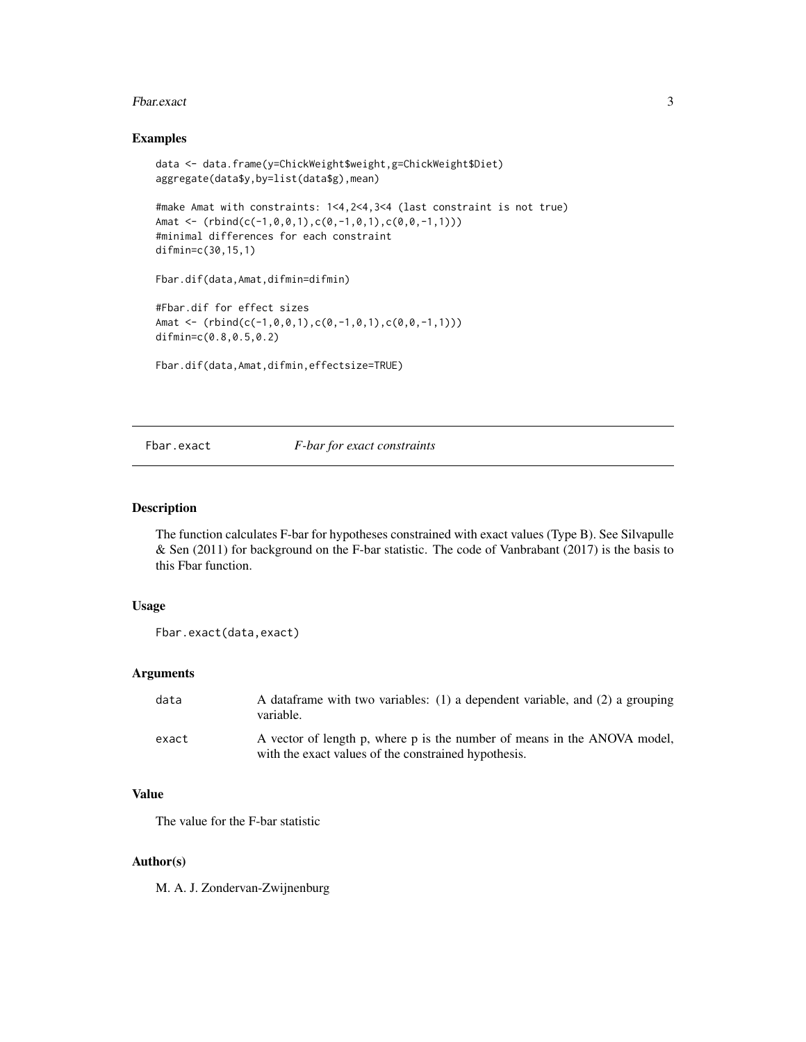### Examples

```
data <- data.frame(y=ChickWeight$weight,g=ChickWeight$Diet)
aggregate(data$y,by=list(data$g),mean)

#make Amat with constraints: 1<4,2<4,3<4 (last constraint is not true)
Amat <- (rbind(c(-1,0,0,1),c(0,-1,0,1),c(0,0,-1,1)))
#minimal differences for each constraint
difmin=c(30,15,1)

Fbar.dif(data,Amat,difmin=difmin)

#Fbar.dif for effect sizes
Amat <- (rbind(c(-1,0,0,1),c(0,-1,0,1),c(0,0,-1,1)))
difmin=c(0.8,0.5,0.2)

Fbar.dif(data,Amat,difmin,effectsize=TRUE)
```

---

## Fbar.exact — *F-bar for exact constraints*

---

### Description

The function calculates F-bar for hypotheses constrained with exact values (Type B). See Silvapulle & Sen (2011) for background on the F-bar statistic. The code of Vanbrabant (2017) is the basis to this Fbar function.

### Usage

```
Fbar.exact(data,exact)
```

### Arguments

| | |
|---|---|
| data | A dataframe with two variables: (1) a dependent variable, and (2) a grouping variable. |
| exact | A vector of length p, where p is the number of means in the ANOVA model, with the exact values of the constrained hypothesis. |

### Value

The value for the F-bar statistic

### Author(s)

M. A. J. Zondervan-Zwijnenburg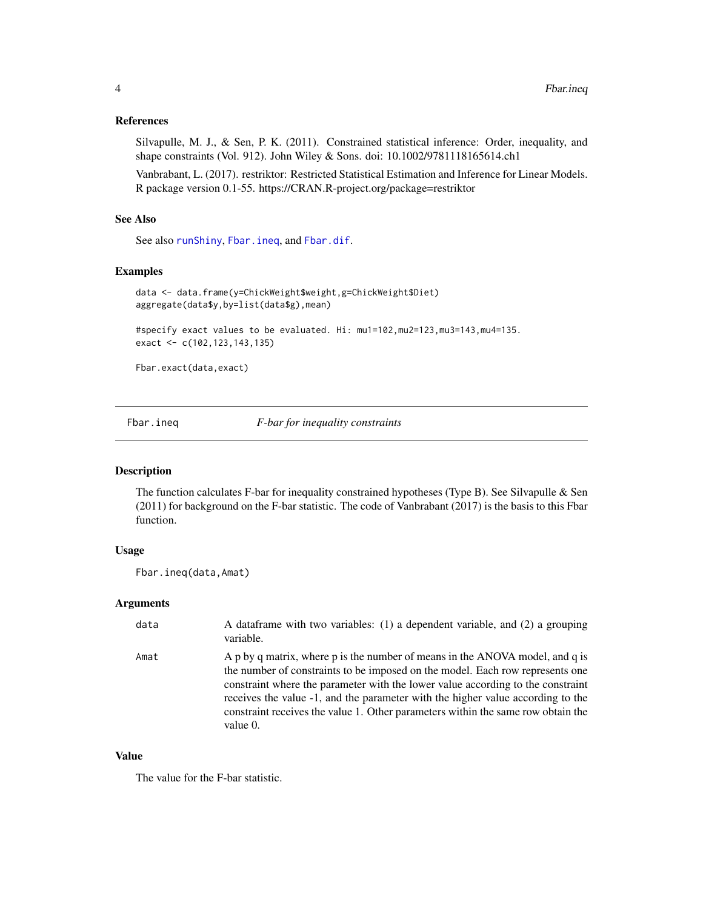### References

Silvapulle, M. J., & Sen, P. K. (2011). Constrained statistical inference: Order, inequality, and shape constraints (Vol. 912). John Wiley & Sons. doi: 10.1002/9781118165614.ch1

Vanbrabant, L. (2017). restriktor: Restricted Statistical Estimation and Inference for Linear Models. R package version 0.1-55. https://CRAN.R-project.org/package=restriktor

### See Also

See also runShiny, Fbar.ineq, and Fbar.dif.

### Examples

```
data <- data.frame(y=ChickWeight$weight,g=ChickWeight$Diet)
aggregate(data$y,by=list(data$g),mean)

#specify exact values to be evaluated. Hi: mu1=102,mu2=123,mu3=143,mu4=135.
exact <- c(102,123,143,135)

Fbar.exact(data,exact)
```

---

## Fbar.ineq — *F-bar for inequality constraints*

### Description

The function calculates F-bar for inequality constrained hypotheses (Type B). See Silvapulle & Sen (2011) for background on the F-bar statistic. The code of Vanbrabant (2017) is the basis to this Fbar function.

### Usage

```
Fbar.ineq(data,Amat)
```

### Arguments

| | |
|---|---|
| data | A dataframe with two variables: (1) a dependent variable, and (2) a grouping variable. |
| Amat | A p by q matrix, where p is the number of means in the ANOVA model, and q is the number of constraints to be imposed on the model. Each row represents one constraint where the parameter with the lower value according to the constraint receives the value -1, and the parameter with the higher value according to the constraint receives the value 1. Other parameters within the same row obtain the value 0. |

### Value

The value for the F-bar statistic.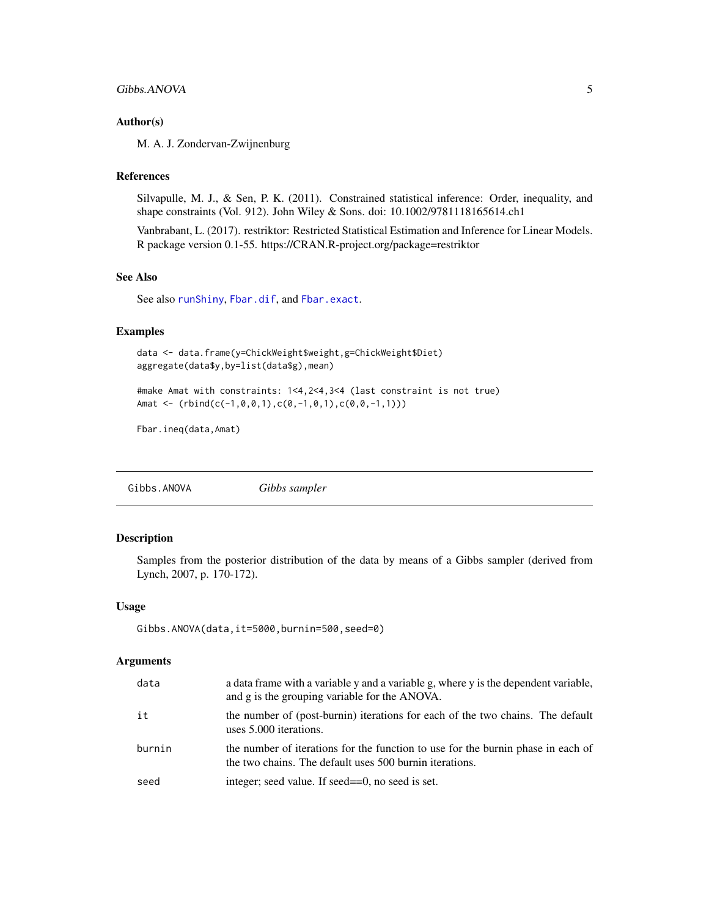### Author(s)

M. A. J. Zondervan-Zwijnenburg

### References

Silvapulle, M. J., & Sen, P. K. (2011). Constrained statistical inference: Order, inequality, and shape constraints (Vol. 912). John Wiley & Sons. doi: 10.1002/9781118165614.ch1

Vanbrabant, L. (2017). restriktor: Restricted Statistical Estimation and Inference for Linear Models. R package version 0.1-55. https://CRAN.R-project.org/package=restriktor

### See Also

See also `runShiny`, `Fbar.dif`, and `Fbar.exact`.

### Examples

```
data <- data.frame(y=ChickWeight$weight,g=ChickWeight$Diet)
aggregate(data$y,by=list(data$g),mean)

#make Amat with constraints: 1<4,2<4,3<4 (last constraint is not true)
Amat <- (rbind(c(-1,0,0,1),c(0,-1,0,1),c(0,0,-1,1)))

Fbar.ineq(data,Amat)
```

---

## Gibbs.ANOVA    *Gibbs sampler*

### Description

Samples from the posterior distribution of the data by means of a Gibbs sampler (derived from Lynch, 2007, p. 170-172).

### Usage

```
Gibbs.ANOVA(data,it=5000,burnin=500,seed=0)
```

### Arguments

| | |
|---|---|
| `data` | a data frame with a variable y and a variable g, where y is the dependent variable, and g is the grouping variable for the ANOVA. |
| `it` | the number of (post-burnin) iterations for each of the two chains. The default uses 5.000 iterations. |
| `burnin` | the number of iterations for the function to use for the burnin phase in each of the two chains. The default uses 500 burnin iterations. |
| `seed` | integer; seed value. If seed==0, no seed is set. |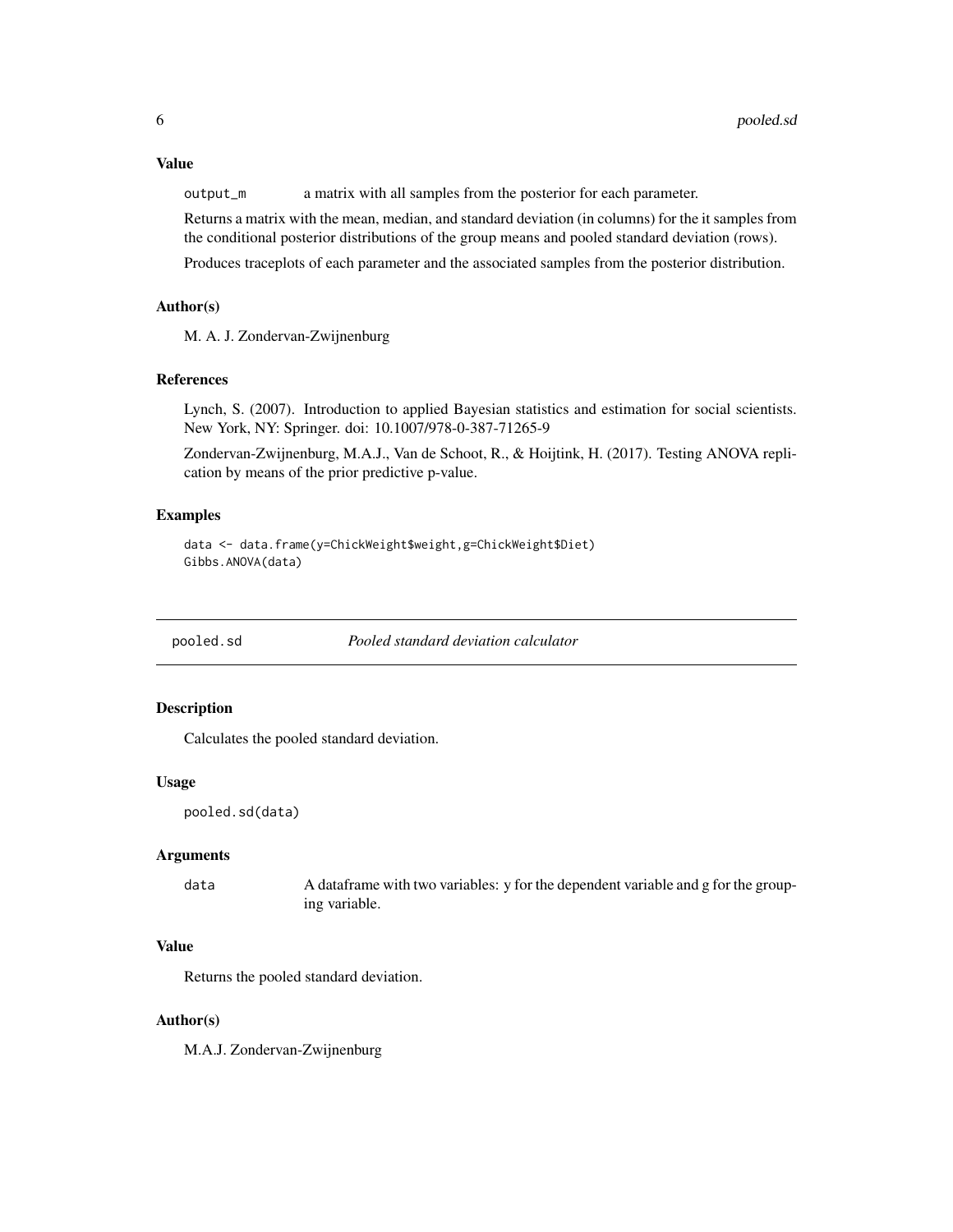### Value

`output_m` a matrix with all samples from the posterior for each parameter.

Returns a matrix with the mean, median, and standard deviation (in columns) for the it samples from the conditional posterior distributions of the group means and pooled standard deviation (rows).

Produces traceplots of each parameter and the associated samples from the posterior distribution.

### Author(s)

M. A. J. Zondervan-Zwijnenburg

### References

Lynch, S. (2007). Introduction to applied Bayesian statistics and estimation for social scientists. New York, NY: Springer. doi: 10.1007/978-0-387-71265-9

Zondervan-Zwijnenburg, M.A.J., Van de Schoot, R., & Hoijtink, H. (2017). Testing ANOVA replication by means of the prior predictive p-value.

### Examples

```
data <- data.frame(y=ChickWeight$weight,g=ChickWeight$Diet)
Gibbs.ANOVA(data)
```

---

## pooled.sd *Pooled standard deviation calculator*

---

### Description

Calculates the pooled standard deviation.

### Usage

```
pooled.sd(data)
```

### Arguments

`data` A dataframe with two variables: y for the dependent variable and g for the grouping variable.

### Value

Returns the pooled standard deviation.

### Author(s)

M.A.J. Zondervan-Zwijnenburg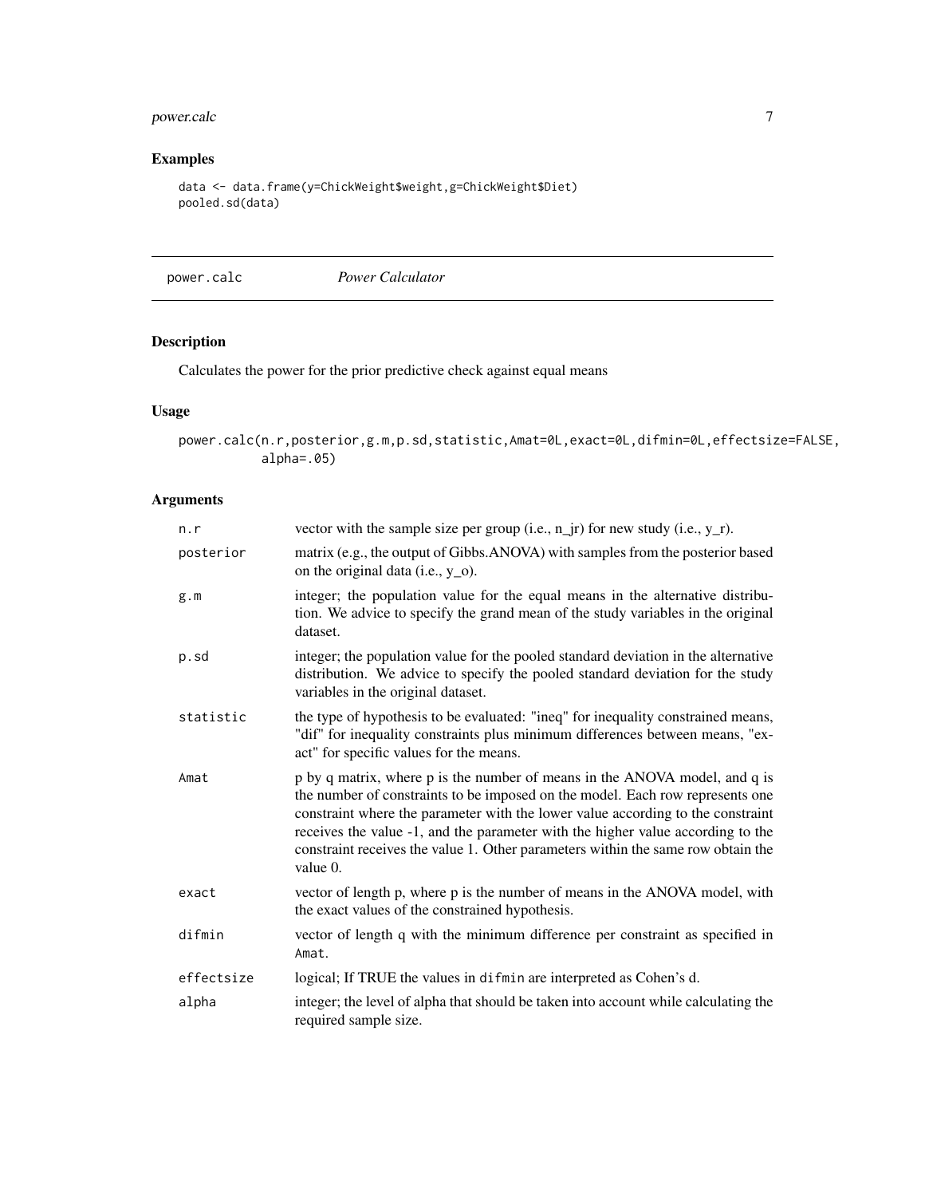## Examples

```
data <- data.frame(y=ChickWeight$weight,g=ChickWeight$Diet)
pooled.sd(data)
```

---

## power.calc *Power Calculator*

---

### Description

Calculates the power for the prior predictive check against equal means

### Usage

```
power.calc(n.r,posterior,g.m,p.sd,statistic,Amat=0L,exact=0L,difmin=0L,effectsize=FALSE,
          alpha=.05)
```

### Arguments

| | |
|---|---|
| `n.r` | vector with the sample size per group (i.e., n_jr) for new study (i.e., y_r). |
| `posterior` | matrix (e.g., the output of Gibbs.ANOVA) with samples from the posterior based on the original data (i.e., y_o). |
| `g.m` | integer; the population value for the equal means in the alternative distribution. We advice to specify the grand mean of the study variables in the original dataset. |
| `p.sd` | integer; the population value for the pooled standard deviation in the alternative distribution. We advice to specify the pooled standard deviation for the study variables in the original dataset. |
| `statistic` | the type of hypothesis to be evaluated: "ineq" for inequality constrained means, "dif" for inequality constraints plus minimum differences between means, "exact" for specific values for the means. |
| `Amat` | p by q matrix, where p is the number of means in the ANOVA model, and q is the number of constraints to be imposed on the model. Each row represents one constraint where the parameter with the lower value according to the constraint receives the value -1, and the parameter with the higher value according to the constraint receives the value 1. Other parameters within the same row obtain the value 0. |
| `exact` | vector of length p, where p is the number of means in the ANOVA model, with the exact values of the constrained hypothesis. |
| `difmin` | vector of length q with the minimum difference per constraint as specified in `Amat`. |
| `effectsize` | logical; If TRUE the values in `difmin` are interpreted as Cohen's d. |
| `alpha` | integer; the level of alpha that should be taken into account while calculating the required sample size. |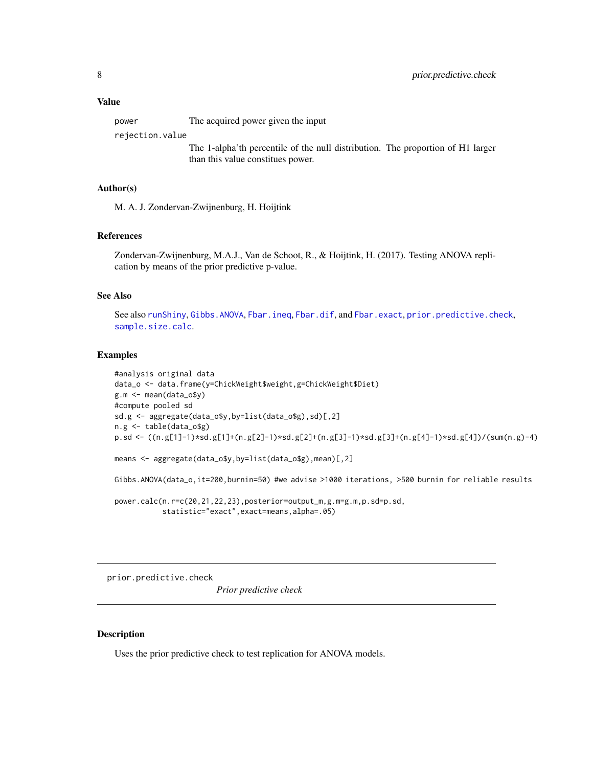### Value

| | |
|---|---|
| `power` | The acquired power given the input |
| `rejection.value` | The 1-alpha'th percentile of the null distribution. The proportion of H1 larger than this value constitues power. |

### Author(s)

M. A. J. Zondervan-Zwijnenburg, H. Hoijtink

### References

Zondervan-Zwijnenburg, M.A.J., Van de Schoot, R., & Hoijtink, H. (2017). Testing ANOVA replication by means of the prior predictive p-value.

### See Also

See also `runShiny`, `Gibbs.ANOVA`, `Fbar.ineq`, `Fbar.dif`, and `Fbar.exact`, `prior.predictive.check`, `sample.size.calc`.

### Examples

```
#analysis original data
data_o <- data.frame(y=ChickWeight$weight,g=ChickWeight$Diet)
g.m <- mean(data_o$y)
#compute pooled sd
sd.g <- aggregate(data_o$y,by=list(data_o$g),sd)[,2]
n.g <- table(data_o$g)
p.sd <- ((n.g[1]-1)*sd.g[1]+(n.g[2]-1)*sd.g[2]+(n.g[3]-1)*sd.g[3]+(n.g[4]-1)*sd.g[4])/(sum(n.g)-4)

means <- aggregate(data_o$y,by=list(data_o$g),mean)[,2]

Gibbs.ANOVA(data_o,it=200,burnin=50) #we advise >1000 iterations, >500 burnin for reliable results

power.calc(n.r=c(20,21,22,23),posterior=output_m,g.m=g.m,p.sd=p.sd,
           statistic="exact",exact=means,alpha=.05)
```

---

## prior.predictive.check — *Prior predictive check*

### Description

Uses the prior predictive check to test replication for ANOVA models.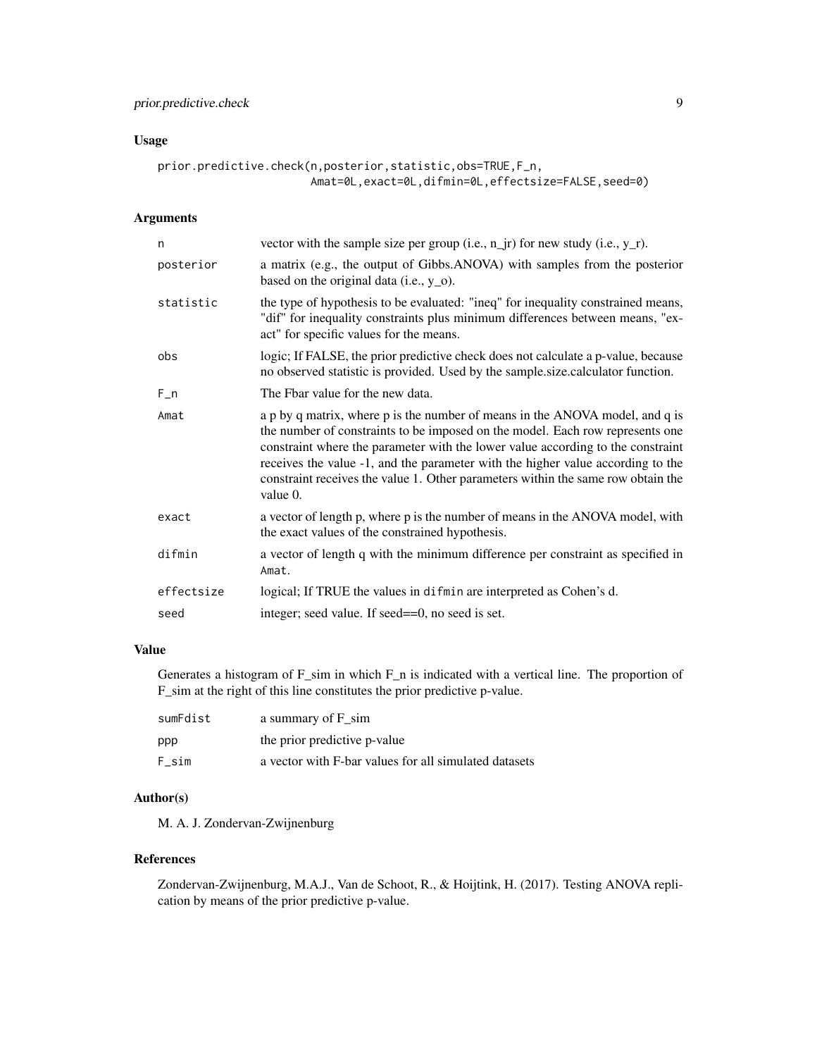### Usage

```
prior.predictive.check(n,posterior,statistic,obs=TRUE,F_n,
                       Amat=0L,exact=0L,difmin=0L,effectsize=FALSE,seed=0)
```

### Arguments

| | |
|---|---|
| n | vector with the sample size per group (i.e., n_jr) for new study (i.e., y_r). |
| posterior | a matrix (e.g., the output of Gibbs.ANOVA) with samples from the posterior based on the original data (i.e., y_o). |
| statistic | the type of hypothesis to be evaluated: "ineq" for inequality constrained means, "dif" for inequality constraints plus minimum differences between means, "exact" for specific values for the means. |
| obs | logic; If FALSE, the prior predictive check does not calculate a p-value, because no observed statistic is provided. Used by the sample.size.calculator function. |
| F_n | The Fbar value for the new data. |
| Amat | a p by q matrix, where p is the number of means in the ANOVA model, and q is the number of constraints to be imposed on the model. Each row represents one constraint where the parameter with the lower value according to the constraint receives the value -1, and the parameter with the higher value according to the constraint receives the value 1. Other parameters within the same row obtain the value 0. |
| exact | a vector of length p, where p is the number of means in the ANOVA model, with the exact values of the constrained hypothesis. |
| difmin | a vector of length q with the minimum difference per constraint as specified in `Amat`. |
| effectsize | logical; If TRUE the values in `difmin` are interpreted as Cohen's d. |
| seed | integer; seed value. If seed==0, no seed is set. |

### Value

Generates a histogram of F_sim in which F_n is indicated with a vertical line. The proportion of F_sim at the right of this line constitutes the prior predictive p-value.

| | |
|---|---|
| sumFdist | a summary of F_sim |
| ppp | the prior predictive p-value |
| F_sim | a vector with F-bar values for all simulated datasets |

### Author(s)

M. A. J. Zondervan-Zwijnenburg

### References

Zondervan-Zwijnenburg, M.A.J., Van de Schoot, R., & Hoijtink, H. (2017). Testing ANOVA replication by means of the prior predictive p-value.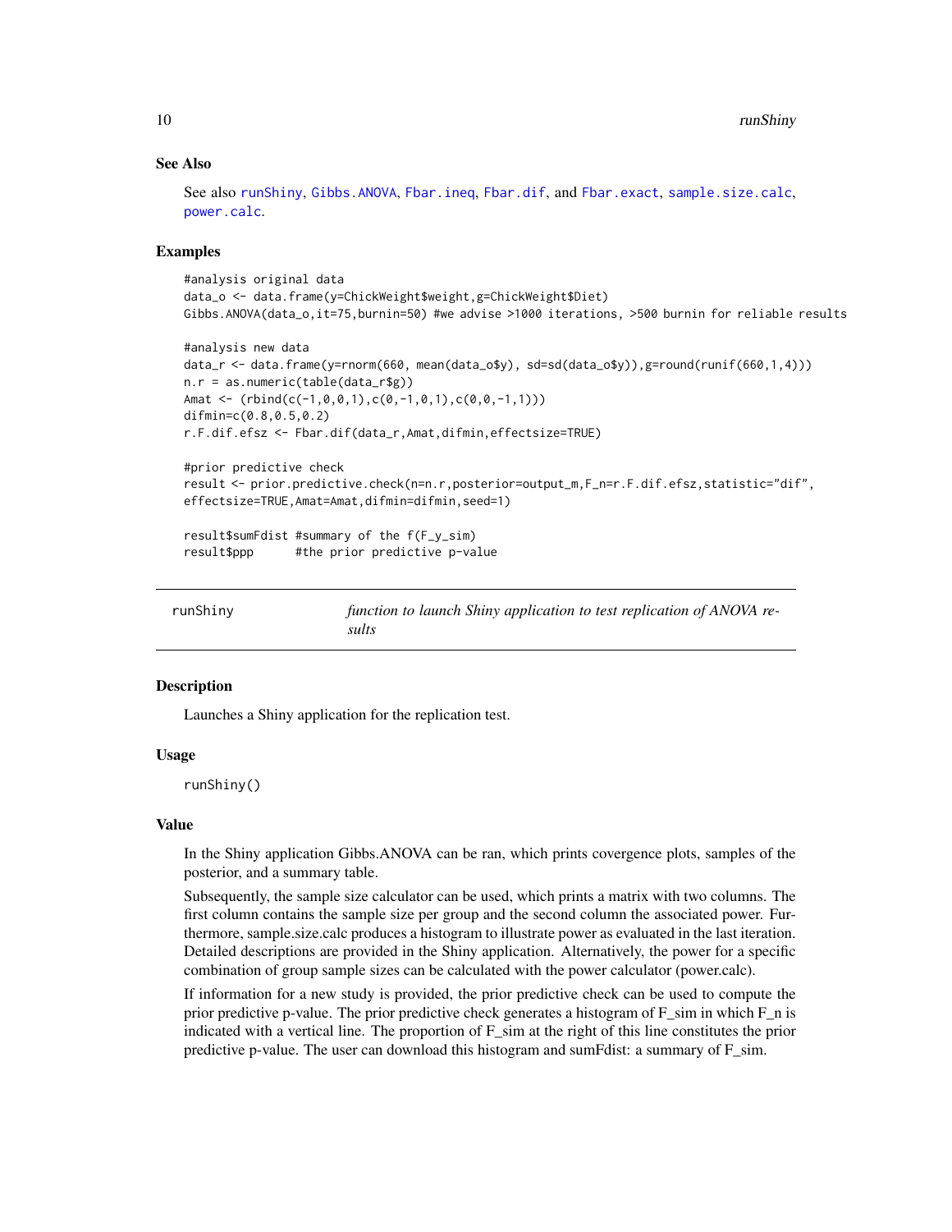### See Also

See also runShiny, Gibbs.ANOVA, Fbar.ineq, Fbar.dif, and Fbar.exact, sample.size.calc, power.calc.

### Examples

```
#analysis original data
data_o <- data.frame(y=ChickWeight$weight,g=ChickWeight$Diet)
Gibbs.ANOVA(data_o,it=75,burnin=50) #we advise >1000 iterations, >500 burnin for reliable results

#analysis new data
data_r <- data.frame(y=rnorm(660, mean(data_o$y), sd=sd(data_o$y)),g=round(runif(660,1,4)))
n.r = as.numeric(table(data_r$g))
Amat <- (rbind(c(-1,0,0,1),c(0,-1,0,1),c(0,0,-1,1)))
difmin=c(0.8,0.5,0.2)
r.F.dif.efsz <- Fbar.dif(data_r,Amat,difmin,effectsize=TRUE)

#prior predictive check
result <- prior.predictive.check(n=n.r,posterior=output_m,F_n=r.F.dif.efsz,statistic="dif",
effectsize=TRUE,Amat=Amat,difmin=difmin,seed=1)

result$sumFdist #summary of the f(F_y_sim)
result$ppp      #the prior predictive p-value
```

---

## runShiny

*function to launch Shiny application to test replication of ANOVA results*

---

### Description

Launches a Shiny application for the replication test.

### Usage

```
runShiny()
```

### Value

In the Shiny application Gibbs.ANOVA can be ran, which prints covergence plots, samples of the posterior, and a summary table.

Subsequently, the sample size calculator can be used, which prints a matrix with two columns. The first column contains the sample size per group and the second column the associated power. Furthermore, sample.size.calc produces a histogram to illustrate power as evaluated in the last iteration. Detailed descriptions are provided in the Shiny application. Alternatively, the power for a specific combination of group sample sizes can be calculated with the power calculator (power.calc).

If information for a new study is provided, the prior predictive check can be used to compute the prior predictive p-value. The prior predictive check generates a histogram of F_sim in which F_n is indicated with a vertical line. The proportion of F_sim at the right of this line constitutes the prior predictive p-value. The user can download this histogram and sumFdist: a summary of F_sim.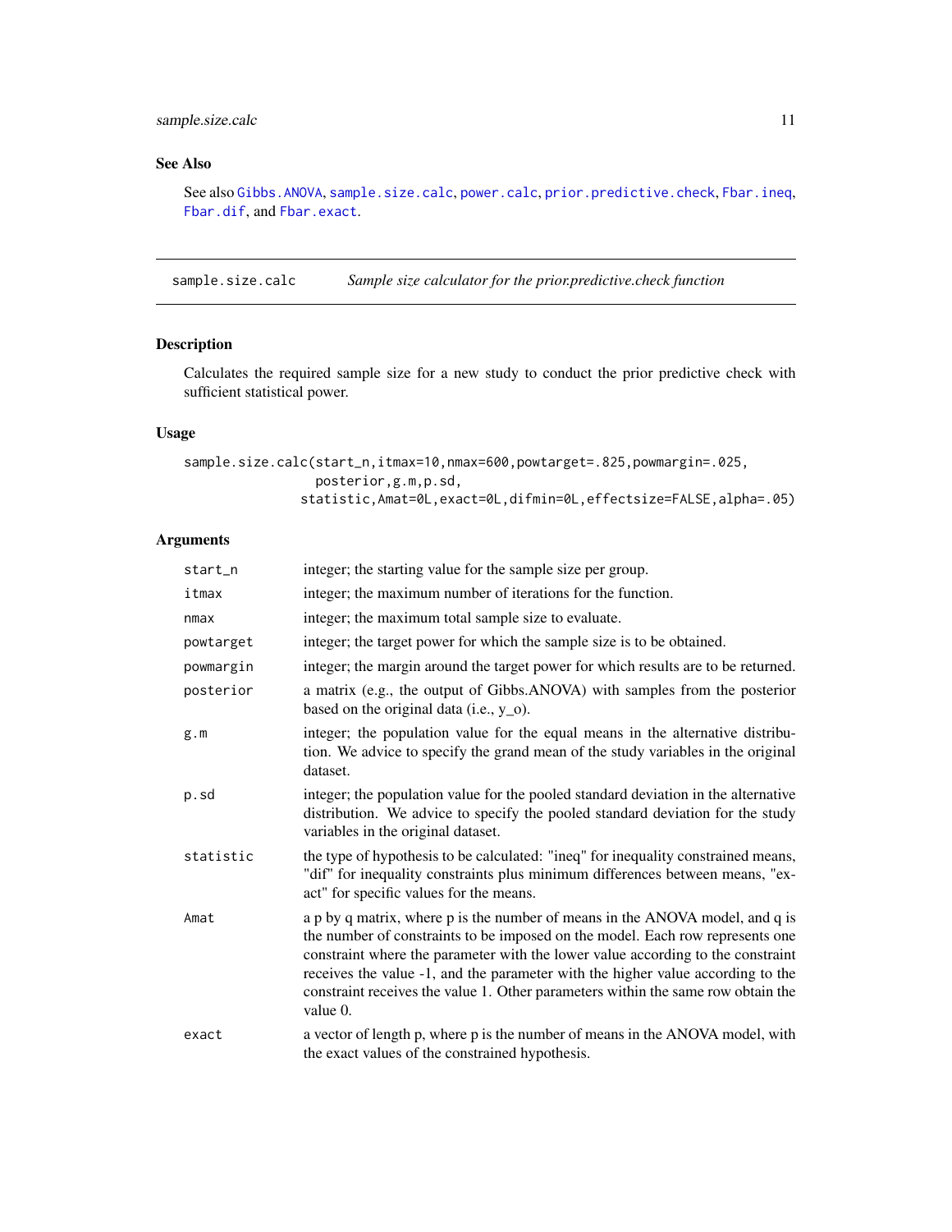## See Also

See also Gibbs.ANOVA, sample.size.calc, power.calc, prior.predictive.check, Fbar.ineq, Fbar.dif, and Fbar.exact.

---

# sample.size.calc — *Sample size calculator for the prior.predictive.check function*

## Description

Calculates the required sample size for a new study to conduct the prior predictive check with sufficient statistical power.

## Usage

```
sample.size.calc(start_n,itmax=10,nmax=600,powtarget=.825,powmargin=.025,
                 posterior,g.m,p.sd,
               statistic,Amat=0L,exact=0L,difmin=0L,effectsize=FALSE,alpha=.05)
```

## Arguments

| | |
|---|---|
| start_n | integer; the starting value for the sample size per group. |
| itmax | integer; the maximum number of iterations for the function. |
| nmax | integer; the maximum total sample size to evaluate. |
| powtarget | integer; the target power for which the sample size is to be obtained. |
| powmargin | integer; the margin around the target power for which results are to be returned. |
| posterior | a matrix (e.g., the output of Gibbs.ANOVA) with samples from the posterior based on the original data (i.e., y_o). |
| g.m | integer; the population value for the equal means in the alternative distribution. We advice to specify the grand mean of the study variables in the original dataset. |
| p.sd | integer; the population value for the pooled standard deviation in the alternative distribution. We advice to specify the pooled standard deviation for the study variables in the original dataset. |
| statistic | the type of hypothesis to be calculated: "ineq" for inequality constrained means, "dif" for inequality constraints plus minimum differences between means, "exact" for specific values for the means. |
| Amat | a p by q matrix, where p is the number of means in the ANOVA model, and q is the number of constraints to be imposed on the model. Each row represents one constraint where the parameter with the lower value according to the constraint receives the value -1, and the parameter with the higher value according to the constraint receives the value 1. Other parameters within the same row obtain the value 0. |
| exact | a vector of length p, where p is the number of means in the ANOVA model, with the exact values of the constrained hypothesis. |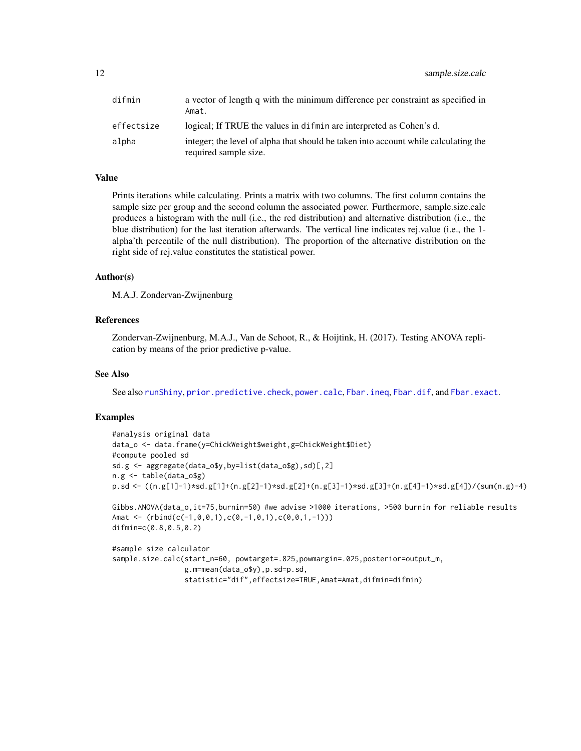| | |
|---|---|
| difmin | a vector of length q with the minimum difference per constraint as specified in Amat. |
| effectsize | logical; If TRUE the values in difmin are interpreted as Cohen's d. |
| alpha | integer; the level of alpha that should be taken into account while calculating the required sample size. |

### Value

Prints iterations while calculating. Prints a matrix with two columns. The first column contains the sample size per group and the second column the associated power. Furthermore, sample.size.calc produces a histogram with the null (i.e., the red distribution) and alternative distribution (i.e., the blue distribution) for the last iteration afterwards. The vertical line indicates rej.value (i.e., the 1-alpha'th percentile of the null distribution). The proportion of the alternative distribution on the right side of rej.value constitutes the statistical power.

### Author(s)

M.A.J. Zondervan-Zwijnenburg

### References

Zondervan-Zwijnenburg, M.A.J., Van de Schoot, R., & Hoijtink, H. (2017). Testing ANOVA replication by means of the prior predictive p-value.

### See Also

See also runShiny, prior.predictive.check, power.calc, Fbar.ineq, Fbar.dif, and Fbar.exact.

### Examples

```
#analysis original data
data_o <- data.frame(y=ChickWeight$weight,g=ChickWeight$Diet)
#compute pooled sd
sd.g <- aggregate(data_o$y,by=list(data_o$g),sd)[,2]
n.g <- table(data_o$g)
p.sd <- ((n.g[1]-1)*sd.g[1]+(n.g[2]-1)*sd.g[2]+(n.g[3]-1)*sd.g[3]+(n.g[4]-1)*sd.g[4])/(sum(n.g)-4)

Gibbs.ANOVA(data_o,it=75,burnin=50) #we advise >1000 iterations, >500 burnin for reliable results
Amat <- (rbind(c(-1,0,0,1),c(0,-1,0,1),c(0,0,1,-1)))
difmin=c(0.8,0.5,0.2)

#sample size calculator
sample.size.calc(start_n=60, powtarget=.825,powmargin=.025,posterior=output_m,
                 g.m=mean(data_o$y),p.sd=p.sd,
                 statistic="dif",effectsize=TRUE,Amat=Amat,difmin=difmin)
```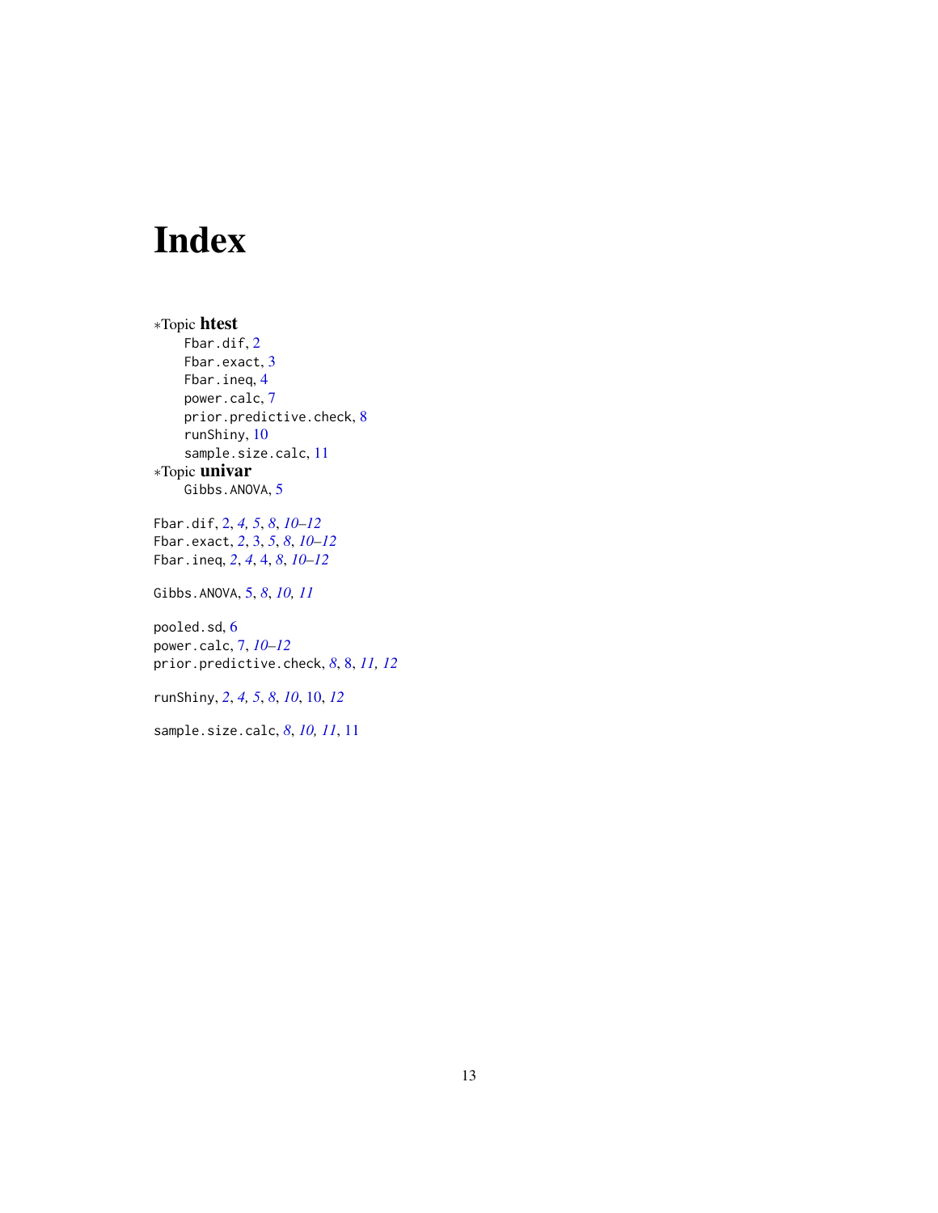# Index

∗Topic **htest**

Fbar.dif, 2
Fbar.exact, 3
Fbar.ineq, 4
power.calc, 7
prior.predictive.check, 8
runShiny, 10
sample.size.calc, 11

∗Topic **univar**

Gibbs.ANOVA, 5

Fbar.dif, 2, *4, 5*, *8*, *10–12*
Fbar.exact, *2*, 3, *5*, *8*, *10–12*
Fbar.ineq, *2*, *4*, 4, *8*, *10–12*

Gibbs.ANOVA, 5, *8*, *10, 11*

pooled.sd, 6
power.calc, 7, *10–12*
prior.predictive.check, *8*, 8, *11, 12*

runShiny, *2*, *4, 5*, *8*, *10*, 10, *12*

sample.size.calc, *8*, *10, 11*, 11